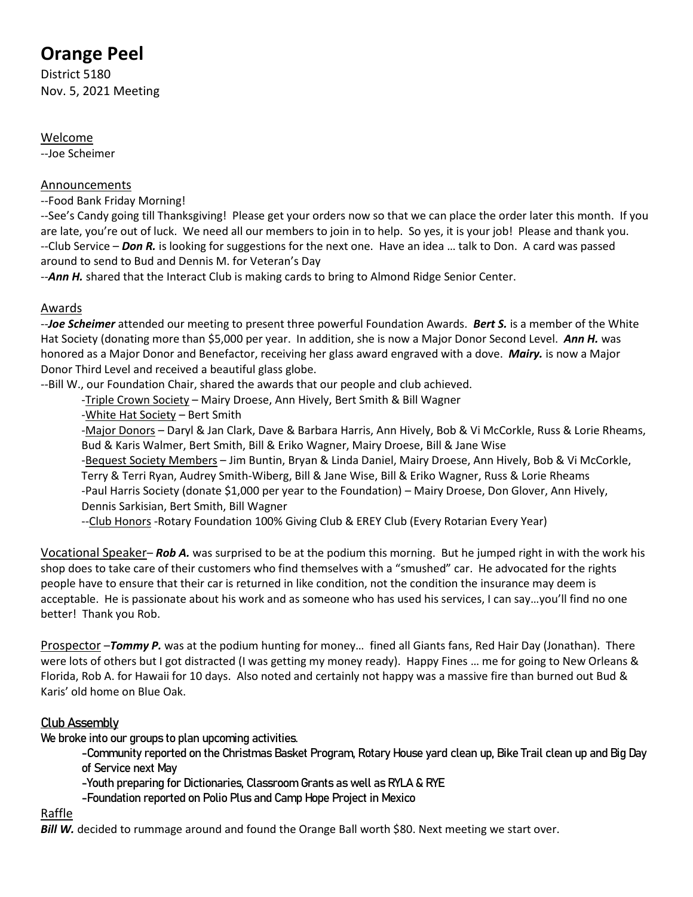# Orange Peel

District 5180
Nov. 5, 2021 Meeting

## Welcome

--Joe Scheimer

## Announcements

--Food Bank Friday Morning!

--See's Candy going till Thanksgiving! Please get your orders now so that we can place the order later this month. If you are late, you're out of luck. We need all our members to join in to help. So yes, it is your job! Please and thank you.

--Club Service – ***Don R.*** is looking for suggestions for the next one. Have an idea … talk to Don. A card was passed around to send to Bud and Dennis M. for Veteran's Day

--***Ann H.*** shared that the Interact Club is making cards to bring to Almond Ridge Senior Center.

## Awards

--***Joe Scheimer*** attended our meeting to present three powerful Foundation Awards. ***Bert S.*** is a member of the White Hat Society (donating more than $5,000 per year. In addition, she is now a Major Donor Second Level. ***Ann H.*** was honored as a Major Donor and Benefactor, receiving her glass award engraved with a dove. ***Mairy.*** is now a Major Donor Third Level and received a beautiful glass globe.

--Bill W., our Foundation Chair, shared the awards that our people and club achieved.

- Triple Crown Society – Mairy Droese, Ann Hively, Bert Smith & Bill Wagner
- White Hat Society – Bert Smith
- Major Donors – Daryl & Jan Clark, Dave & Barbara Harris, Ann Hively, Bob & Vi McCorkle, Russ & Lorie Rheams, Bud & Karis Walmer, Bert Smith, Bill & Eriko Wagner, Mairy Droese, Bill & Jane Wise
- Bequest Society Members – Jim Buntin, Bryan & Linda Daniel, Mairy Droese, Ann Hively, Bob & Vi McCorkle, Terry & Terri Ryan, Audrey Smith-Wiberg, Bill & Jane Wise, Bill & Eriko Wagner, Russ & Lorie Rheams
- Paul Harris Society (donate $1,000 per year to the Foundation) – Mairy Droese, Don Glover, Ann Hively, Dennis Sarkisian, Bert Smith, Bill Wagner
- --Club Honors -Rotary Foundation 100% Giving Club & EREY Club (Every Rotarian Every Year)

## Vocational Speaker

***Rob A.*** was surprised to be at the podium this morning. But he jumped right in with the work his shop does to take care of their customers who find themselves with a "smushed" car. He advocated for the rights people have to ensure that their car is returned in like condition, not the condition the insurance may deem is acceptable. He is passionate about his work and as someone who has used his services, I can say…you'll find no one better! Thank you Rob.

## Prospector

***Tommy P.*** was at the podium hunting for money… fined all Giants fans, Red Hair Day (Jonathan). There were lots of others but I got distracted (I was getting my money ready). Happy Fines … me for going to New Orleans & Florida, Rob A. for Hawaii for 10 days. Also noted and certainly not happy was a massive fire than burned out Bud & Karis' old home on Blue Oak.

## Club Assembly

**We broke into our groups to plan upcoming activities.**

- **Community reported on the Christmas Basket Program, Rotary House yard clean up, Bike Trail clean up and Big Day of Service next May**
- **Youth preparing for Dictionaries, Classroom Grants as well as RYLA & RYE**
- **Foundation reported on Polio Plus and Camp Hope Project in Mexico**

## Raffle

***Bill W.*** decided to rummage around and found the Orange Ball worth $80. Next meeting we start over.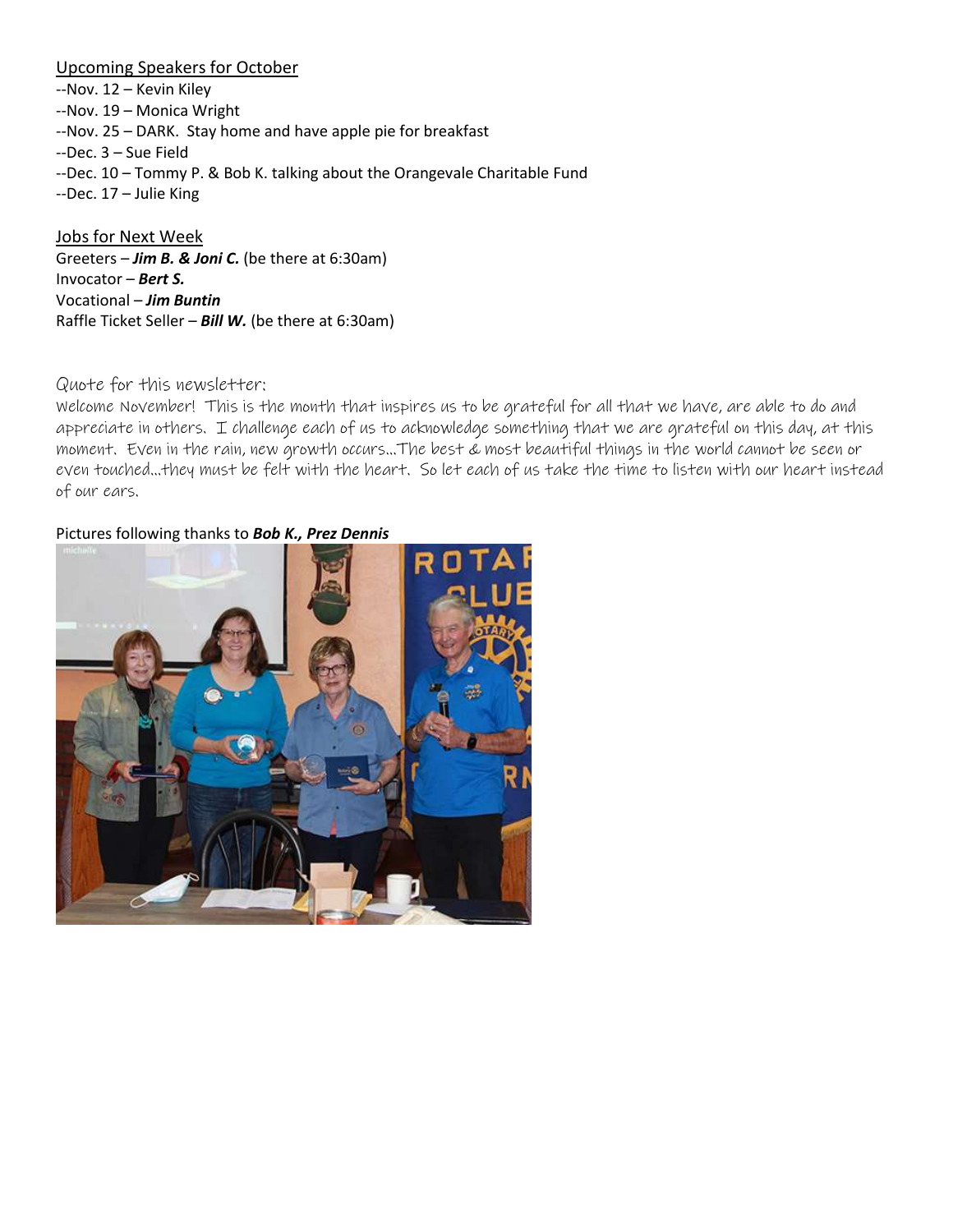<u>Upcoming Speakers for October</u>

--Nov. 12 – Kevin Kiley
--Nov. 19 – Monica Wright
--Nov. 25 – DARK. Stay home and have apple pie for breakfast
--Dec. 3 – Sue Field
--Dec. 10 – Tommy P. & Bob K. talking about the Orangevale Charitable Fund
--Dec. 17 – Julie King

<u>Jobs for Next Week</u>

Greeters – ***Jim B. & Joni C.*** (be there at 6:30am)
Invocator – ***Bert S.***
Vocational – ***Jim Buntin***
Raffle Ticket Seller – ***Bill W.*** (be there at 6:30am)

Quote for this newsletter:

Welcome November! This is the month that inspires us to be grateful for all that we have, are able to do and appreciate in others. I challenge each of us to acknowledge something that we are grateful on this day, at this moment. Even in the rain, new growth occurs…The best & most beautiful things in the world cannot be seen or even touched…they must be felt with the heart. So let each of us take the time to listen with our heart instead of our ears.

Pictures following thanks to ***Bob K., Prez Dennis***